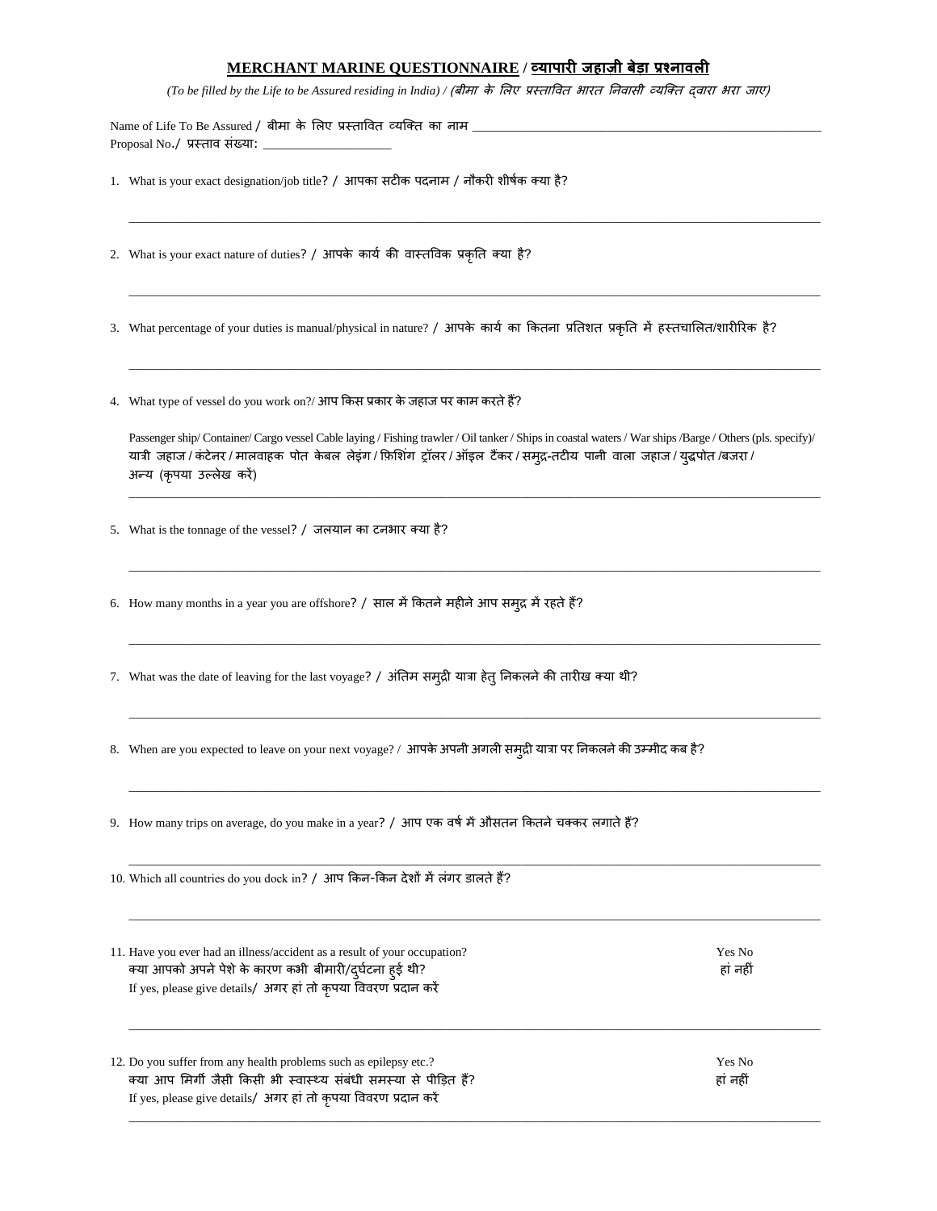## MERCHANT MARINE QUESTIONNAIRE / व्यापारी जहाज़ी बेड़ा प्रश्नावली

*(To be filled by the Life to be Assured residing in India) / (बीमा के लिए प्रस्तावित भारत निवासी व्यक्ति द्वारा भरा जाए)*

Name of Life To Be Assured / बीमा के लिए प्रस्तावित व्यक्ति का नाम ________________________________________________________

Proposal No./ प्रस्ताव संख्या: ____________________

1. What is your exact designation/job title? / आपका सटीक पदनाम / नौकरी शीर्षक क्या है?

_______________________________________________________________________________________________

2. What is your exact nature of duties? / आपके कार्य की वास्तविक प्रकृति क्या है?

_______________________________________________________________________________________________

3. What percentage of your duties is manual/physical in nature? / आपके कार्य का कितना प्रतिशत प्रकृति में हस्तचालित/शारीरिक है?

_______________________________________________________________________________________________

4. What type of vessel do you work on?/ आप किस प्रकार के जहाज पर काम करते हैं?

Passenger ship/ Container/ Cargo vessel Cable laying / Fishing trawler / Oil tanker / Ships in coastal waters / War ships /Barge / Others (pls. specify)/ यात्री जहाज / कंटेनर / मालवाहक पोत केबल लेइंग / फ़िशिंग ट्रॉलर / ऑइल टैंकर / समुद्र-तटीय पानी वाला जहाज / युद्धपोत /बजरा / अन्य (कृपया उल्लेख करें)

_______________________________________________________________________________________________

5. What is the tonnage of the vessel? / जलयान का टनभार क्या है?

_______________________________________________________________________________________________

6. How many months in a year you are offshore? / साल में कितने महीने आप समुद्र में रहते हैं?

_______________________________________________________________________________________________

7. What was the date of leaving for the last voyage? / अंतिम समुद्री यात्रा हेतु निकलने की तारीख क्या थी?

_______________________________________________________________________________________________

8. When are you expected to leave on your next voyage? / आपके अपनी अगली समुद्री यात्रा पर निकलने की उम्मीद कब है?

_______________________________________________________________________________________________

9. How many trips on average, do you make in a year? / आप एक वर्ष में औसतन कितने चक्कर लगाते हैं?

_______________________________________________________________________________________________

10. Which all countries do you dock in? / आप किन-किन देशों में लंगर डालते हैं?

_______________________________________________________________________________________________

11. Have you ever had an illness/accident as a result of your occupation? Yes No
क्या आपको अपने पेशे के कारण कभी बीमारी/दुर्घटना हुई थी? हां नहीं
If yes, please give details/ अगर हां तो कृपया विवरण प्रदान करें

_______________________________________________________________________________________________

12. Do you suffer from any health problems such as epilepsy etc.? Yes No
क्या आप मिर्गी जैसी किसी भी स्वास्थ्य संबंधी समस्या से पीड़ित हैं? हां नहीं
If yes, please give details/ अगर हां तो कृपया विवरण प्रदान करें

_______________________________________________________________________________________________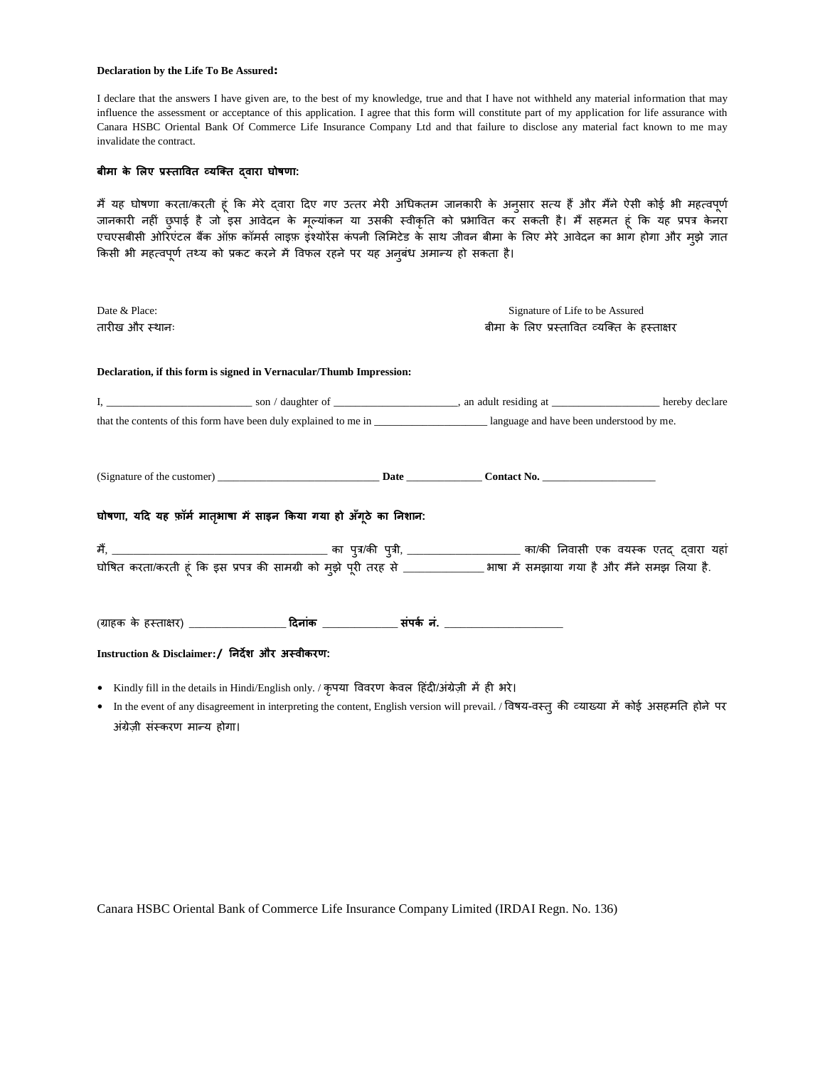**Declaration by the Life To Be Assured:**

I declare that the answers I have given are, to the best of my knowledge, true and that I have not withheld any material information that may influence the assessment or acceptance of this application. I agree that this form will constitute part of my application for life assurance with Canara HSBC Oriental Bank Of Commerce Life Insurance Company Ltd and that failure to disclose any material fact known to me may invalidate the contract.

**बीमा के लिए प्रस्तावित व्यक्ति द्वारा घोषणा:**

मैं यह घोषणा करता/करती हूं कि मेरे द्वारा दिए गए उत्तर मेरी अधिकतम जानकारी के अनुसार सत्य हैं और मैंने ऐसी कोई भी महत्वपूर्ण जानकारी नहीं छुपाई है जो इस आवेदन के मूल्यांकन या उसकी स्वीकृति को प्रभावित कर सकती है। मैं सहमत हूं कि यह प्रपत्र केनरा एचएसबीसी ओरिएंटल बैंक ऑफ़ कॉमर्स लाइफ़ इंश्योरेंस कंपनी लिमिटेड के साथ जीवन बीमा के लिए मेरे आवेदन का भाग होगा और मुझे ज्ञात किसी भी महत्वपूर्ण तथ्य को प्रकट करने में विफल रहने पर यह अनुबंध अमान्य हो सकता है।

Date & Place:
तारीख और स्थानः

Signature of Life to be Assured
बीमा के लिए प्रस्तावित व्यक्ति के हस्ताक्षर

**Declaration, if this form is signed in Vernacular/Thumb Impression:**

I, ___________________________ son / daughter of _______________________, an adult residing at ____________________ hereby declare that the contents of this form have been duly explained to me in _____________________ language and have been understood by me.

(Signature of the customer) _______________________________ **Date** ______________ **Contact No.** ______________________

**घोषणा, यदि यह फ़ॉर्म मातृभाषा में साइन किया गया हो अँगूठे का निशान:**

मैं, _______________________________________ का पुत्र/की पुत्री, ____________________ का/की निवासी एक वयस्क एतद् द्वारा यहां घोषित करता/करती हूं कि इस प्रपत्र की सामग्री को मुझे पूरी तरह से _______________ भाषा में समझाया गया है और मैंने समझ लिया है.

(ग्राहक के हस्ताक्षर) __________________ **दिनांक** ______________ **संपर्क नं.** ______________________

**Instruction & Disclaimer:/ निर्देश और अस्वीकरण:**

- Kindly fill in the details in Hindi/English only. / कृपया विवरण केवल हिंदी/अंग्रेज़ी में ही भरे।
- In the event of any disagreement in interpreting the content, English version will prevail. / विषय-वस्तु की व्याख्या में कोई असहमति होने पर अंग्रेज़ी संस्करण मान्य होगा।

Canara HSBC Oriental Bank of Commerce Life Insurance Company Limited (IRDAI Regn. No. 136)